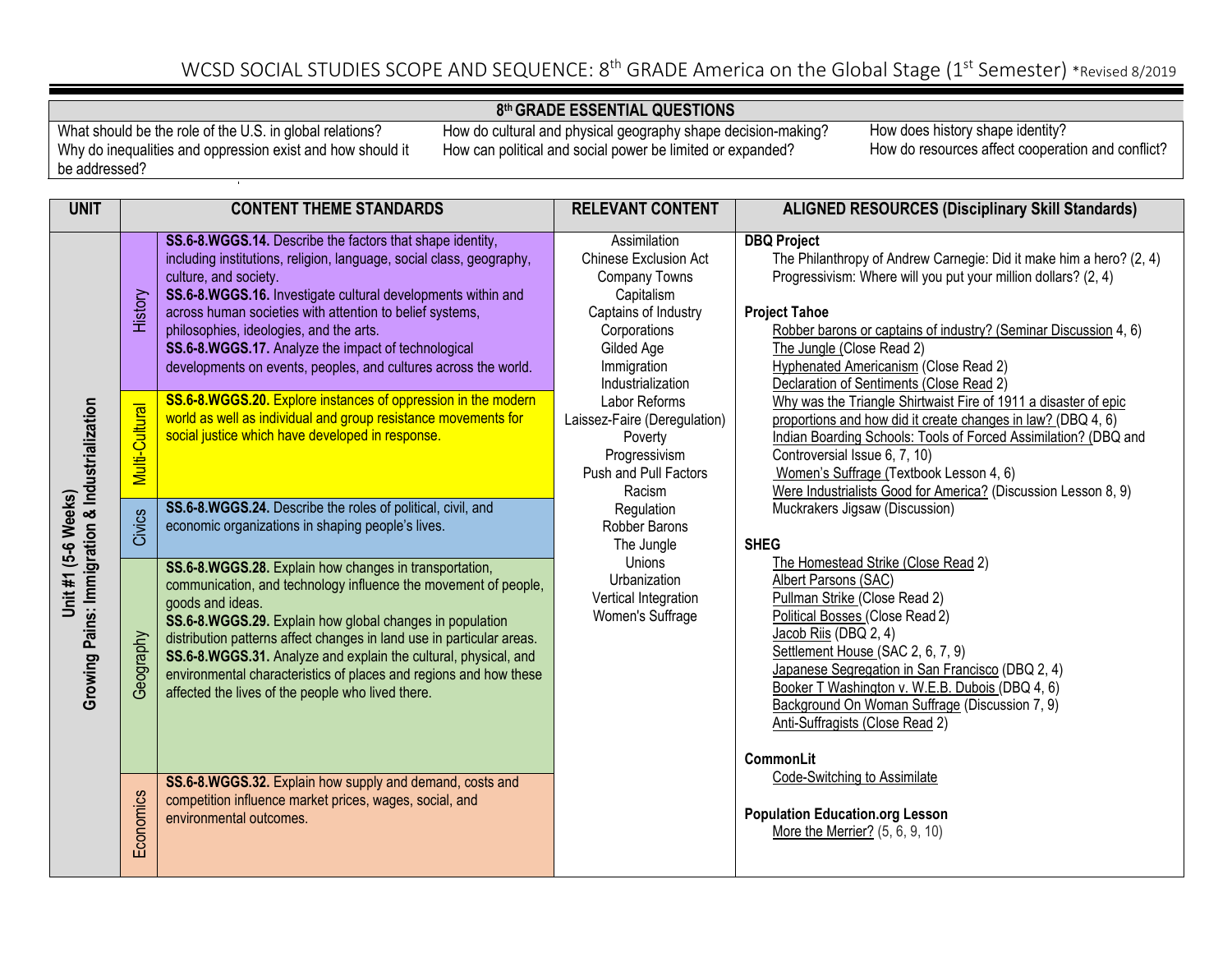# WCSD SOCIAL STUDIES SCOPE AND SEQUENCE: 8th GRADE America on the Global Stage (1st Semester) *Revised 8/2019

| 8th GRADE ESSENTIAL QUESTIONS | | |
|---|---|---|
| What should be the role of the U.S. in global relations?<br>Why do inequalities and oppression exist and how should it be addressed? | How do cultural and physical geography shape decision-making?<br>How can political and social power be limited or expanded? | How does history shape identity?<br>How do resources affect cooperation and conflict? |

| UNIT | CONTENT THEME STANDARDS | | RELEVANT CONTENT | ALIGNED RESOURCES (Disciplinary Skill Standards) |
|---|---|---|---|---|
| Unit #1 (5-6 Weeks)<br>Growing Pains: Immigration & Industrialization | History | **SS.6-8.WGGS.14.** Describe the factors that shape identity, including institutions, religion, language, social class, geography, culture, and society.<br>**SS.6-8.WGGS.16.** Investigate cultural developments within and across human societies with attention to belief systems, philosophies, ideologies, and the arts.<br>**SS.6-8.WGGS.17.** Analyze the impact of technological developments on events, peoples, and cultures across the world. | Assimilation<br>Chinese Exclusion Act<br>Company Towns<br>Capitalism<br>Captains of Industry<br>Corporations<br>Gilded Age<br>Immigration<br>Industrialization<br>Labor Reforms<br>Laissez-Faire (Deregulation)<br>Poverty<br>Progressivism<br>Push and Pull Factors<br>Racism<br>Regulation<br>Robber Barons<br>The Jungle<br>Unions<br>Urbanization<br>Vertical Integration<br>Women's Suffrage | **DBQ Project**<br>The Philanthropy of Andrew Carnegie: Did it make him a hero? (2, 4)<br>Progressivism: Where will you put your million dollars? (2, 4)<br><br>**Project Tahoe**<br>Robber barons or captains of industry? (Seminar Discussion 4, 6)<br>The Jungle (Close Read 2)<br>Hyphenated Americanism (Close Read 2)<br>Declaration of Sentiments (Close Read 2)<br>Why was the Triangle Shirtwaist Fire of 1911 a disaster of epic proportions and how did it create changes in law? (DBQ 4, 6)<br>Indian Boarding Schools: Tools of Forced Assimilation? (DBQ and Controversial Issue 6, 7, 10)<br>Women's Suffrage (Textbook Lesson 4, 6)<br>Were Industrialists Good for America? (Discussion Lesson 8, 9)<br>Muckrakers Jigsaw (Discussion)<br><br>**SHEG**<br>The Homestead Strike (Close Read 2)<br>Albert Parsons (SAC)<br>Pullman Strike (Close Read 2)<br>Political Bosses (Close Read 2)<br>Jacob Riis (DBQ 2, 4)<br>Settlement House (SAC 2, 6, 7, 9)<br>Japanese Segregation in San Francisco (DBQ 2, 4)<br>Booker T Washington v. W.E.B. Dubois (DBQ 4, 6)<br>Background On Woman Suffrage (Discussion 7, 9)<br>Anti-Suffragists (Close Read 2)<br><br>**CommonLit**<br>Code-Switching to Assimilate<br><br>**Population Education.org Lesson**<br>More the Merrier? (5, 6, 9, 10) |
| | Multi-Cultural | **SS.6-8.WGGS.20.** Explore instances of oppression in the modern world as well as individual and group resistance movements for social justice which have developed in response. | | |
| | Civics | **SS.6-8.WGGS.24.** Describe the roles of political, civil, and economic organizations in shaping people's lives. | | |
| | Geography | **SS.6-8.WGGS.28.** Explain how changes in transportation, communication, and technology influence the movement of people, goods and ideas.<br>**SS.6-8.WGGS.29.** Explain how global changes in population distribution patterns affect changes in land use in particular areas.<br>**SS.6-8.WGGS.31.** Analyze and explain the cultural, physical, and environmental characteristics of places and regions and how these affected the lives of the people who lived there. | | |
| | Economics | **SS.6-8.WGGS.32.** Explain how supply and demand, costs and competition influence market prices, wages, social, and environmental outcomes. | | |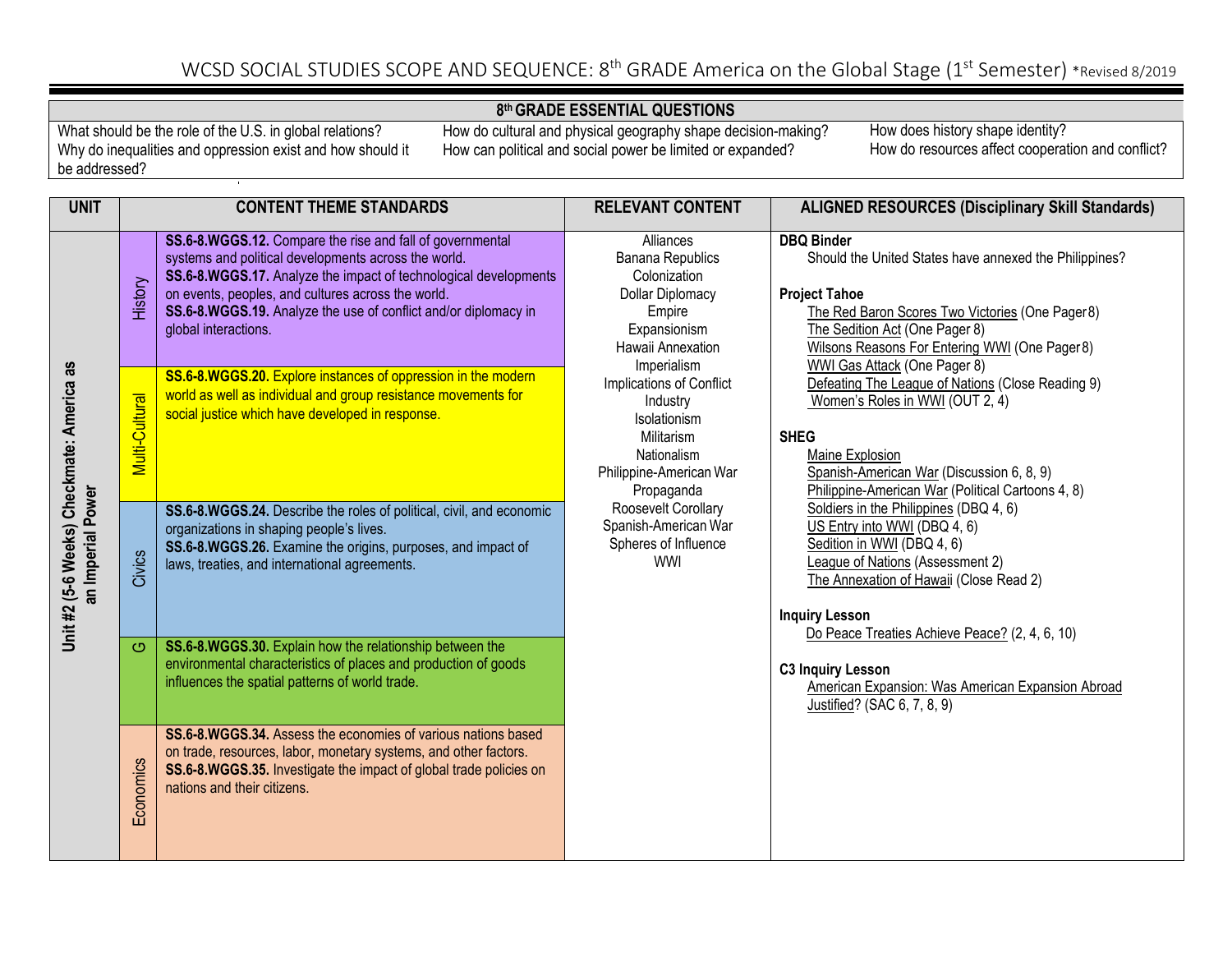# WCSD SOCIAL STUDIES SCOPE AND SEQUENCE: 8th GRADE America on the Global Stage (1st Semester) *Revised 8/2019

## 8th GRADE ESSENTIAL QUESTIONS

| | | |
|---|---|---|
| What should be the role of the U.S. in global relations?<br>Why do inequalities and oppression exist and how should it be addressed? | How do cultural and physical geography shape decision-making?<br>How can political and social power be limited or expanded? | How does history shape identity?<br>How do resources affect cooperation and conflict? |

| UNIT | | CONTENT THEME STANDARDS | RELEVANT CONTENT | ALIGNED RESOURCES (Disciplinary Skill Standards) |
|---|---|---|---|---|
| Unit #2 (5-6 Weeks) Checkmate: America as an Imperial Power | History | **SS.6-8.WGGS.12.** Compare the rise and fall of governmental systems and political developments across the world.<br>**SS.6-8.WGGS.17.** Analyze the impact of technological developments on events, peoples, and cultures across the world.<br>**SS.6-8.WGGS.19.** Analyze the use of conflict and/or diplomacy in global interactions. | Alliances<br>Banana Republics<br>Colonization<br>Dollar Diplomacy<br>Empire<br>Expansionism<br>Hawaii Annexation<br>Imperialism<br>Implications of Conflict<br>Industry<br>Isolationism<br>Militarism<br>Nationalism<br>Philippine-American War<br>Propaganda<br>Roosevelt Corollary<br>Spanish-American War<br>Spheres of Influence<br>WWI | **DBQ Binder**<br>Should the United States have annexed the Philippines?<br><br>**Project Tahoe**<br>The Red Baron Scores Two Victories (One Pager 8)<br>The Sedition Act (One Pager 8)<br>Wilsons Reasons For Entering WWI (One Pager 8)<br>WWI Gas Attack (One Pager 8)<br>Defeating The League of Nations (Close Reading 9)<br>Women's Roles in WWI (OUT 2, 4)<br><br>**SHEG**<br>Maine Explosion<br>Spanish-American War (Discussion 6, 8, 9)<br>Philippine-American War (Political Cartoons 4, 8)<br>Soldiers in the Philippines (DBQ 4, 6)<br>US Entry into WWI (DBQ 4, 6)<br>Sedition in WWI (DBQ 4, 6)<br>League of Nations (Assessment 2)<br>The Annexation of Hawaii (Close Read 2)<br><br>**Inquiry Lesson**<br>Do Peace Treaties Achieve Peace? (2, 4, 6, 10)<br><br>**C3 Inquiry Lesson**<br>American Expansion: Was American Expansion Abroad Justified? (SAC 6, 7, 8, 9) |
| | Multi-Cultural | **SS.6-8.WGGS.20.** Explore instances of oppression in the modern world as well as individual and group resistance movements for social justice which have developed in response. | | |
| | Civics | **SS.6-8.WGGS.24.** Describe the roles of political, civil, and economic organizations in shaping people's lives.<br>**SS.6-8.WGGS.26.** Examine the origins, purposes, and impact of laws, treaties, and international agreements. | | |
| | G | **SS.6-8.WGGS.30.** Explain how the relationship between the environmental characteristics of places and production of goods influences the spatial patterns of world trade. | | |
| | Economics | **SS.6-8.WGGS.34.** Assess the economies of various nations based on trade, resources, labor, monetary systems, and other factors.<br>**SS.6-8.WGGS.35.** Investigate the impact of global trade policies on nations and their citizens. | | |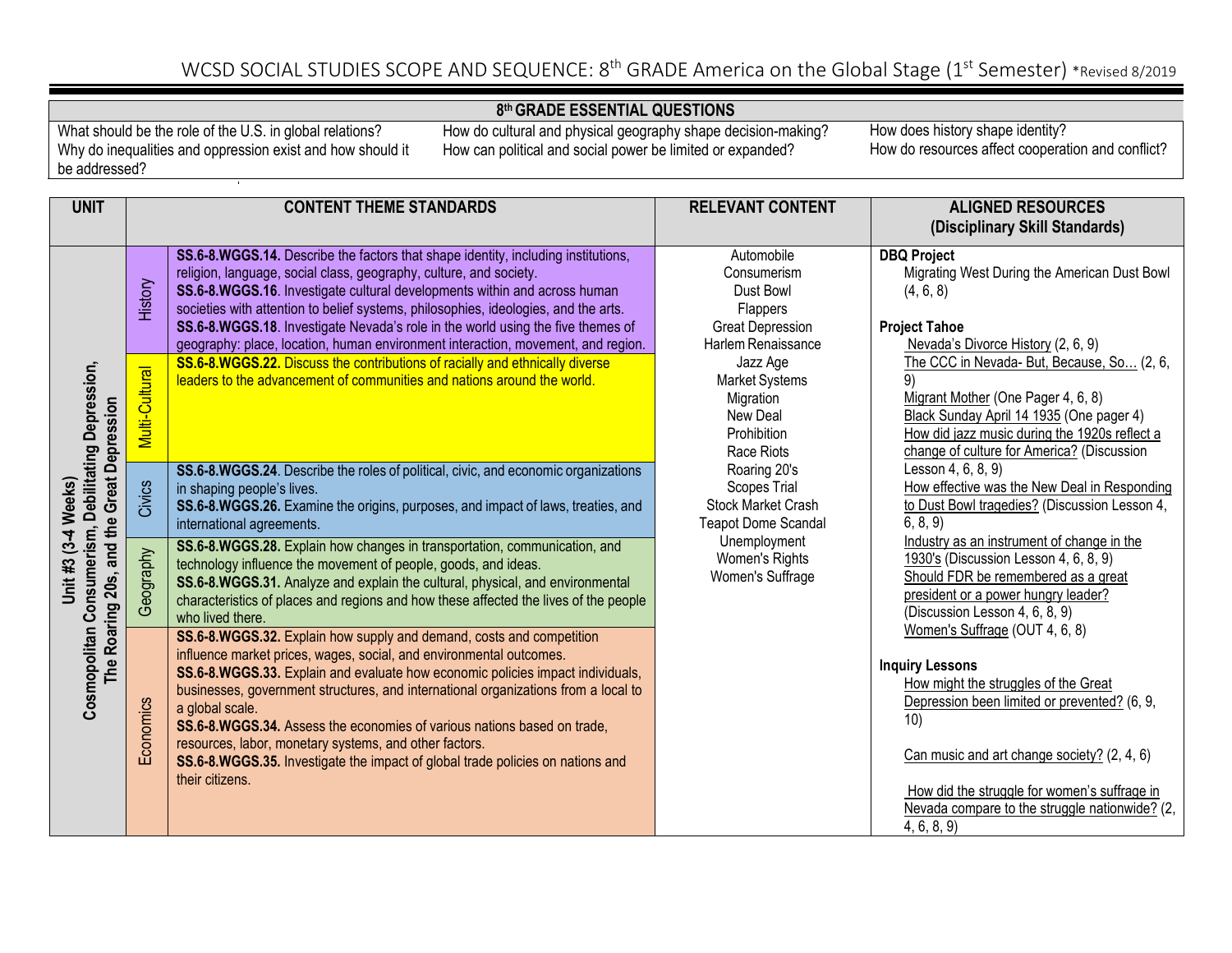# WCSD SOCIAL STUDIES SCOPE AND SEQUENCE: 8th GRADE America on the Global Stage (1st Semester) *Revised 8/2019

| 8th GRADE ESSENTIAL QUESTIONS | | |
|---|---|---|
| What should be the role of the U.S. in global relations?<br>Why do inequalities and oppression exist and how should it be addressed? | How do cultural and physical geography shape decision-making?<br>How can political and social power be limited or expanded? | How does history shape identity?<br>How do resources affect cooperation and conflict? |

| UNIT | CONTENT THEME STANDARDS | | RELEVANT CONTENT | ALIGNED RESOURCES (Disciplinary Skill Standards) |
|---|---|---|---|---|
| **Unit #3 (3-4 Weeks) Cosmopolitan Consumerism, Debilitating Depression, The Roaring 20s, and the Great Depression** | History | **SS.6-8.WGGS.14.** Describe the factors that shape identity, including institutions, religion, language, social class, geography, culture, and society.<br>**SS.6-8.WGGS.16**. Investigate cultural developments within and across human societies with attention to belief systems, philosophies, ideologies, and the arts.<br>**SS.6-8.WGGS.18**. Investigate Nevada's role in the world using the five themes of geography: place, location, human environment interaction, movement, and region. | Automobile<br>Consumerism<br>Dust Bowl<br>Flappers<br>Great Depression<br>Harlem Renaissance<br>Jazz Age<br>Market Systems<br>Migration<br>New Deal<br>Prohibition<br>Race Riots<br>Roaring 20's<br>Scopes Trial<br>Stock Market Crash<br>Teapot Dome Scandal<br>Unemployment<br>Women's Rights<br>Women's Suffrage | **DBQ Project**<br>Migrating West During the American Dust Bowl (4, 6, 8)<br><br>**Project Tahoe**<br>Nevada's Divorce History (2, 6, 9)<br>The CCC in Nevada- But, Because, So… (2, 6, 9)<br>Migrant Mother (One Pager 4, 6, 8)<br>Black Sunday April 14 1935 (One pager 4)<br>How did jazz music during the 1920s reflect a change of culture for America? (Discussion Lesson 4, 6, 8, 9)<br>How effective was the New Deal in Responding to Dust Bowl tragedies? (Discussion Lesson 4, 6, 8, 9)<br>Industry as an instrument of change in the 1930's (Discussion Lesson 4, 6, 8, 9)<br>Should FDR be remembered as a great president or a power hungry leader? (Discussion Lesson 4, 6, 8, 9)<br>Women's Suffrage (OUT 4, 6, 8)<br><br>**Inquiry Lessons**<br>How might the struggles of the Great Depression been limited or prevented? (6, 9, 10)<br><br>Can music and art change society? (2, 4, 6)<br><br>How did the struggle for women's suffrage in Nevada compare to the struggle nationwide? (2, 4, 6, 8, 9) |
| | Multi-Cultural | **SS.6-8.WGGS.22.** Discuss the contributions of racially and ethnically diverse leaders to the advancement of communities and nations around the world. | | |
| | Civics | **SS.6-8.WGGS.24**. Describe the roles of political, civic, and economic organizations in shaping people's lives.<br>**SS.6-8.WGGS.26.** Examine the origins, purposes, and impact of laws, treaties, and international agreements. | | |
| | Geography | **SS.6-8.WGGS.28.** Explain how changes in transportation, communication, and technology influence the movement of people, goods, and ideas.<br>**SS.6-8.WGGS.31.** Analyze and explain the cultural, physical, and environmental characteristics of places and regions and how these affected the lives of the people who lived there. | | |
| | Economics | **SS.6-8.WGGS.32.** Explain how supply and demand, costs and competition influence market prices, wages, social, and environmental outcomes.<br>**SS.6-8.WGGS.33.** Explain and evaluate how economic policies impact individuals, businesses, government structures, and international organizations from a local to a global scale.<br>**SS.6-8.WGGS.34.** Assess the economies of various nations based on trade, resources, labor, monetary systems, and other factors.<br>**SS.6-8.WGGS.35.** Investigate the impact of global trade policies on nations and their citizens. | | |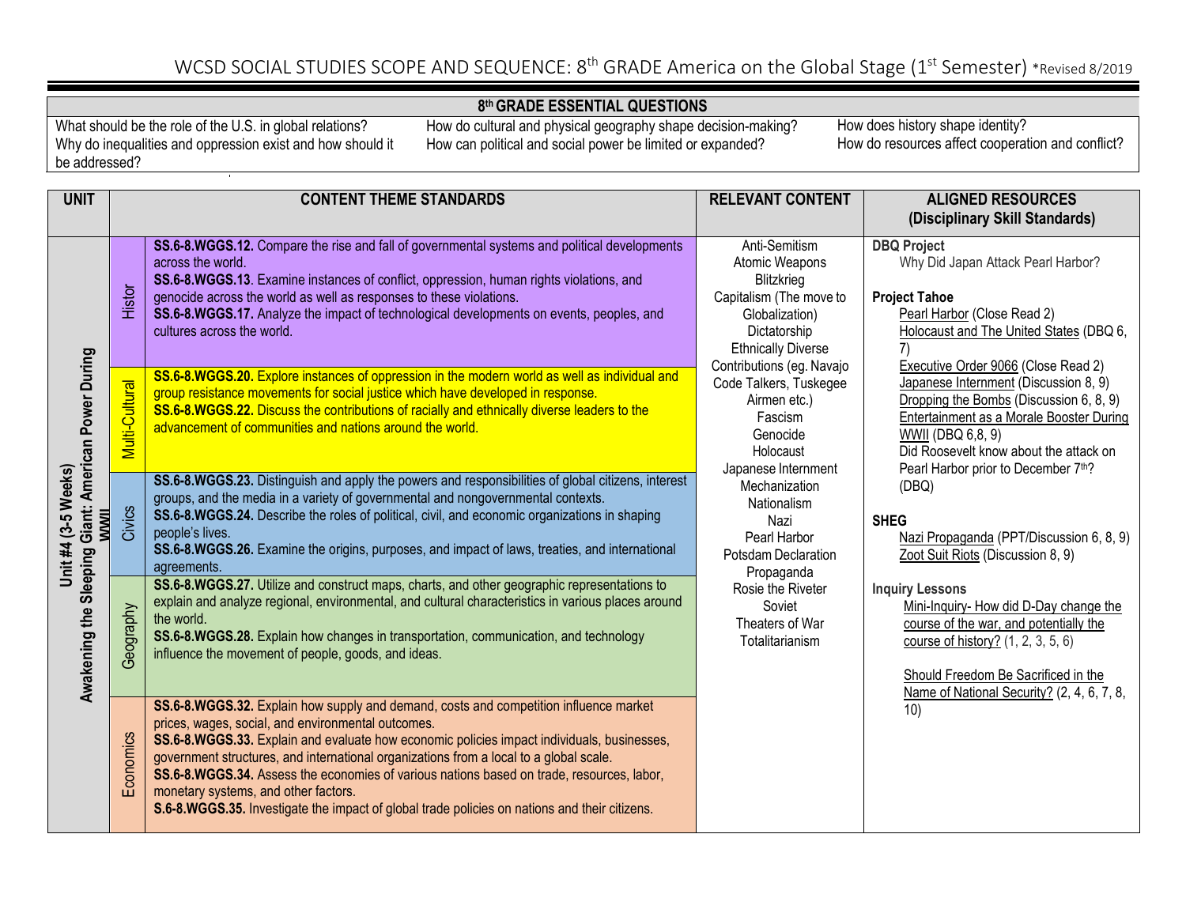# WCSD SOCIAL STUDIES SCOPE AND SEQUENCE: 8th GRADE America on the Global Stage (1st Semester) *Revised 8/2019

| 8th GRADE ESSENTIAL QUESTIONS | | |
|---|---|---|
| What should be the role of the U.S. in global relations?<br>Why do inequalities and oppression exist and how should it be addressed? | How do cultural and physical geography shape decision-making?<br>How can political and social power be limited or expanded? | How does history shape identity?<br>How do resources affect cooperation and conflict? |

| UNIT | | CONTENT THEME STANDARDS | RELEVANT CONTENT | ALIGNED RESOURCES (Disciplinary Skill Standards) |
|---|---|---|---|---|
| Unit #4 (3-5 Weeks) Awakening the Sleeping Giant: American Power During WWII | Histor | **SS.6-8.WGGS.12.** Compare the rise and fall of governmental systems and political developments across the world.<br>**SS.6-8.WGGS.13**. Examine instances of conflict, oppression, human rights violations, and genocide across the world as well as responses to these violations.<br>**SS.6-8.WGGS.17.** Analyze the impact of technological developments on events, peoples, and cultures across the world. | Anti-Semitism<br>Atomic Weapons<br>Blitzkrieg<br>Capitalism (The move to Globalization)<br>Dictatorship<br>Ethnically Diverse Contributions (eg. Navajo Code Talkers, Tuskegee Airmen etc.)<br>Fascism<br>Genocide<br>Holocaust<br>Japanese Internment<br>Mechanization<br>Nationalism<br>Nazi<br>Pearl Harbor<br>Potsdam Declaration<br>Propaganda<br>Rosie the Riveter<br>Soviet<br>Theaters of War<br>Totalitarianism | **DBQ Project**<br>Why Did Japan Attack Pearl Harbor?<br><br>**Project Tahoe**<br>Pearl Harbor (Close Read 2)<br>Holocaust and The United States (DBQ 6, 7)<br>Executive Order 9066 (Close Read 2)<br>Japanese Internment (Discussion 8, 9)<br>Dropping the Bombs (Discussion 6, 8, 9)<br>Entertainment as a Morale Booster During WWII (DBQ 6,8, 9)<br>Did Roosevelt know about the attack on Pearl Harbor prior to December 7th? (DBQ)<br><br>**SHEG**<br>Nazi Propaganda (PPT/Discussion 6, 8, 9)<br>Zoot Suit Riots (Discussion 8, 9)<br><br>**Inquiry Lessons**<br>Mini-Inquiry- How did D-Day change the course of the war, and potentially the course of history? (1, 2, 3, 5, 6)<br><br>Should Freedom Be Sacrificed in the Name of National Security? (2, 4, 6, 7, 8, 10) |
| | Multi-Cultural | **SS.6-8.WGGS.20.** Explore instances of oppression in the modern world as well as individual and group resistance movements for social justice which have developed in response.<br>**SS.6-8.WGGS.22.** Discuss the contributions of racially and ethnically diverse leaders to the advancement of communities and nations around the world. | | |
| | Civics | **SS.6-8.WGGS.23.** Distinguish and apply the powers and responsibilities of global citizens, interest groups, and the media in a variety of governmental and nongovernmental contexts.<br>**SS.6-8.WGGS.24.** Describe the roles of political, civil, and economic organizations in shaping people's lives.<br>**SS.6-8.WGGS.26.** Examine the origins, purposes, and impact of laws, treaties, and international agreements. | | |
| | Geography | **SS.6-8.WGGS.27.** Utilize and construct maps, charts, and other geographic representations to explain and analyze regional, environmental, and cultural characteristics in various places around the world.<br>**SS.6-8.WGGS.28.** Explain how changes in transportation, communication, and technology influence the movement of people, goods, and ideas. | | |
| | Economics | **SS.6-8.WGGS.32.** Explain how supply and demand, costs and competition influence market prices, wages, social, and environmental outcomes.<br>**SS.6-8.WGGS.33.** Explain and evaluate how economic policies impact individuals, businesses, government structures, and international organizations from a local to a global scale.<br>**SS.6-8.WGGS.34.** Assess the economies of various nations based on trade, resources, labor, monetary systems, and other factors.<br>**S.6-8.WGGS.35.** Investigate the impact of global trade policies on nations and their citizens. | | |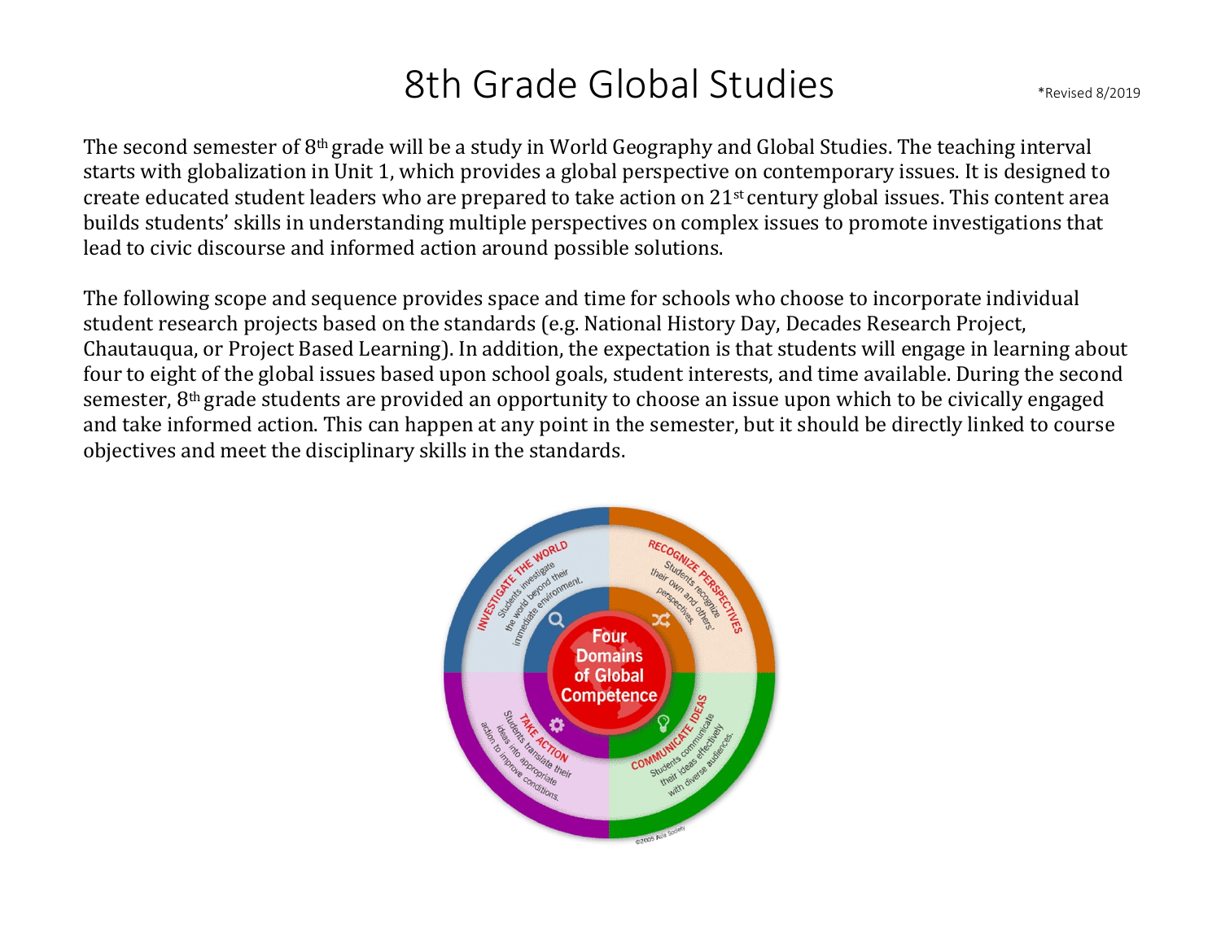# 8th Grade Global Studies

*Revised 8/2019

The second semester of 8th grade will be a study in World Geography and Global Studies. The teaching interval starts with globalization in Unit 1, which provides a global perspective on contemporary issues. It is designed to create educated student leaders who are prepared to take action on 21st century global issues. This content area builds students' skills in understanding multiple perspectives on complex issues to promote investigations that lead to civic discourse and informed action around possible solutions.

The following scope and sequence provides space and time for schools who choose to incorporate individual student research projects based on the standards (e.g. National History Day, Decades Research Project, Chautauqua, or Project Based Learning). In addition, the expectation is that students will engage in learning about four to eight of the global issues based upon school goals, student interests, and time available. During the second semester, 8th grade students are provided an opportunity to choose an issue upon which to be civically engaged and take informed action. This can happen at any point in the semester, but it should be directly linked to course objectives and meet the disciplinary skills in the standards.

**Four Domains of Global Competence**

- **INVESTIGATE THE WORLD**: Students investigate the world beyond their immediate environment.
- **RECOGNIZE PERSPECTIVES**: Students recognize their own and others' perspectives.
- **COMMUNICATE IDEAS**: Students communicate their ideas effectively with diverse audiences.
- **TAKE ACTION**: Students translate their ideas into appropriate action to improve conditions.

©2005 Asia Society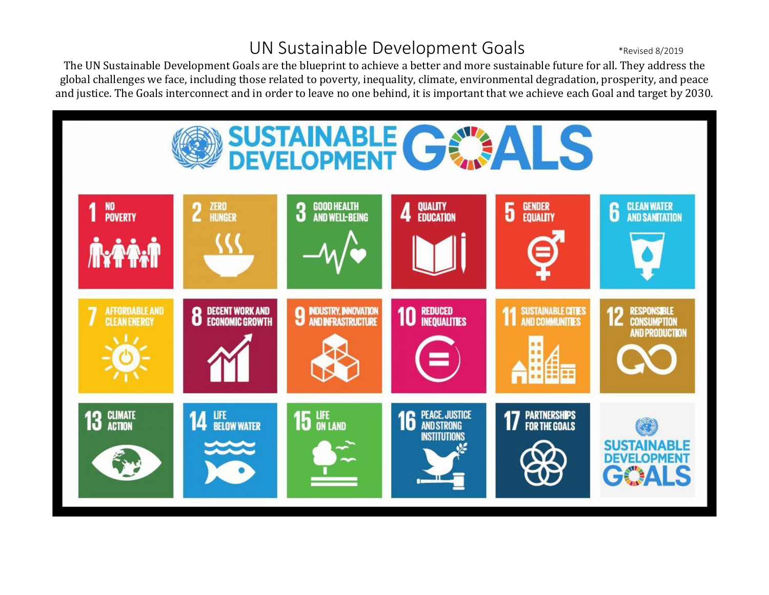# UN Sustainable Development Goals

*Revised 8/2019

The UN Sustainable Development Goals are the blueprint to achieve a better and more sustainable future for all. They address the global challenges we face, including those related to poverty, inequality, climate, environmental degradation, prosperity, and peace and justice. The Goals interconnect and in order to leave no one behind, it is important that we achieve each Goal and target by 2030.

SUSTAINABLE DEVELOPMENT GOALS

1. NO POVERTY
2. ZERO HUNGER
3. GOOD HEALTH AND WELL-BEING
4. QUALITY EDUCATION
5. GENDER EQUALITY
6. CLEAN WATER AND SANITATION
7. AFFORDABLE AND CLEAN ENERGY
8. DECENT WORK AND ECONOMIC GROWTH
9. INDUSTRY, INNOVATION AND INFRASTRUCTURE
10. REDUCED INEQUALITIES
11. SUSTAINABLE CITIES AND COMMUNITIES
12. RESPONSIBLE CONSUMPTION AND PRODUCTION
13. CLIMATE ACTION
14. LIFE BELOW WATER
15. LIFE ON LAND
16. PEACE, JUSTICE AND STRONG INSTITUTIONS
17. PARTNERSHIPS FOR THE GOALS

SUSTAINABLE DEVELOPMENT GOALS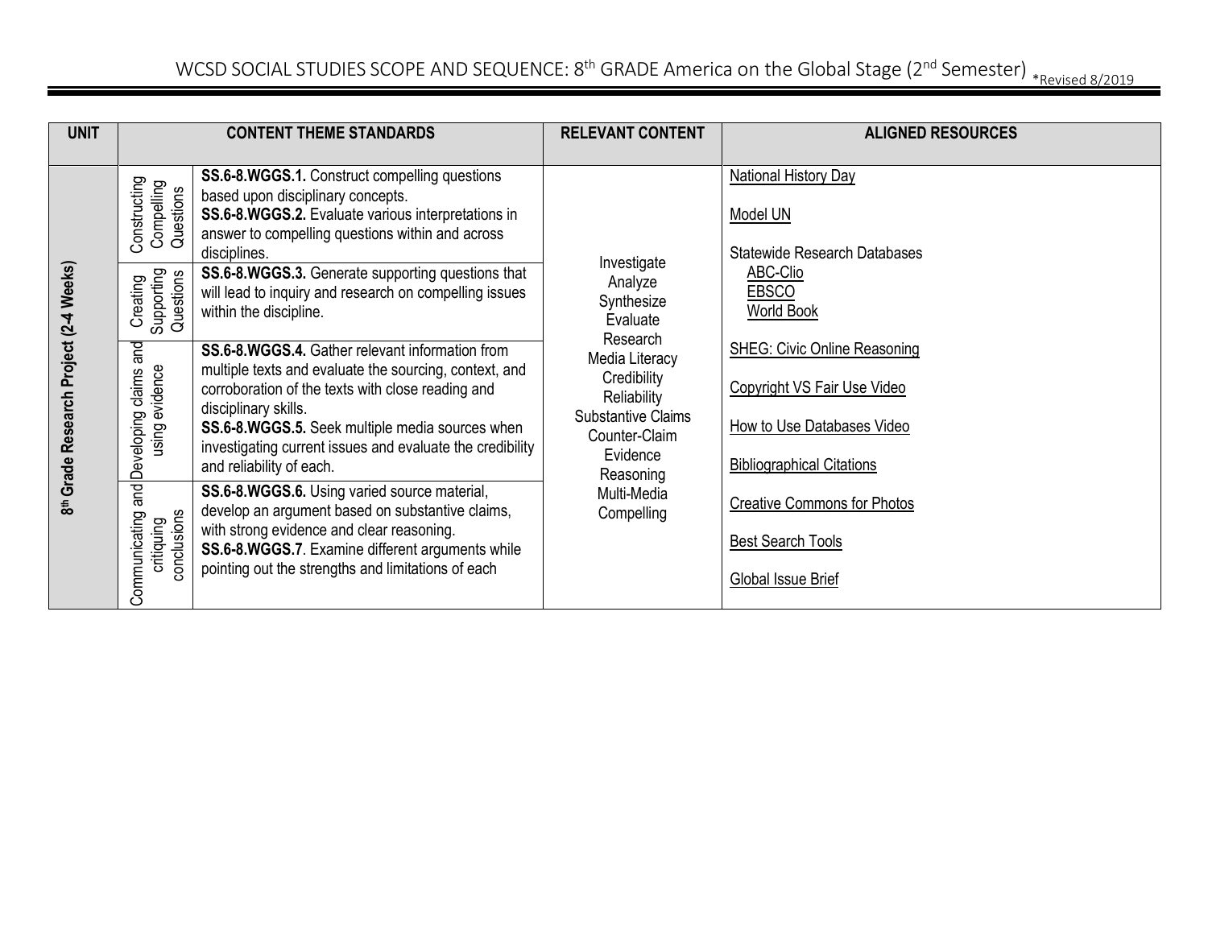# WCSD SOCIAL STUDIES SCOPE AND SEQUENCE: 8th GRADE America on the Global Stage (2nd Semester) *Revised 8/2019

| UNIT | CONTENT THEME STANDARDS | | RELEVANT CONTENT | ALIGNED RESOURCES |
|---|---|---|---|---|
| 8th Grade Research Project (2-4 Weeks) | Constructing Compelling Questions | **SS.6-8.WGGS.1.** Construct compelling questions based upon disciplinary concepts.<br>**SS.6-8.WGGS.2.** Evaluate various interpretations in answer to compelling questions within and across disciplines. | Investigate<br>Analyze<br>Synthesize<br>Evaluate<br>Research<br>Media Literacy<br>Credibility<br>Reliability<br>Substantive Claims<br>Counter-Claim<br>Evidence<br>Reasoning<br>Multi-Media<br>Compelling | National History Day<br><br>Model UN<br><br>Statewide Research Databases<br>ABC-Clio<br>EBSCO<br>World Book<br><br>SHEG: Civic Online Reasoning<br><br>Copyright VS Fair Use Video<br><br>How to Use Databases Video<br><br>Bibliographical Citations<br><br>Creative Commons for Photos<br><br>Best Search Tools<br><br>Global Issue Brief |
| | Creating Supporting Questions | **SS.6-8.WGGS.3.** Generate supporting questions that will lead to inquiry and research on compelling issues within the discipline. | | |
| | Developing claims and using evidence | **SS.6-8.WGGS.4.** Gather relevant information from multiple texts and evaluate the sourcing, context, and corroboration of the texts with close reading and disciplinary skills.<br>**SS.6-8.WGGS.5.** Seek multiple media sources when investigating current issues and evaluate the credibility and reliability of each. | | |
| | Communicating and critiquing conclusions | **SS.6-8.WGGS.6.** Using varied source material, develop an argument based on substantive claims, with strong evidence and clear reasoning.<br>**SS.6-8.WGGS.7**. Examine different arguments while pointing out the strengths and limitations of each | | |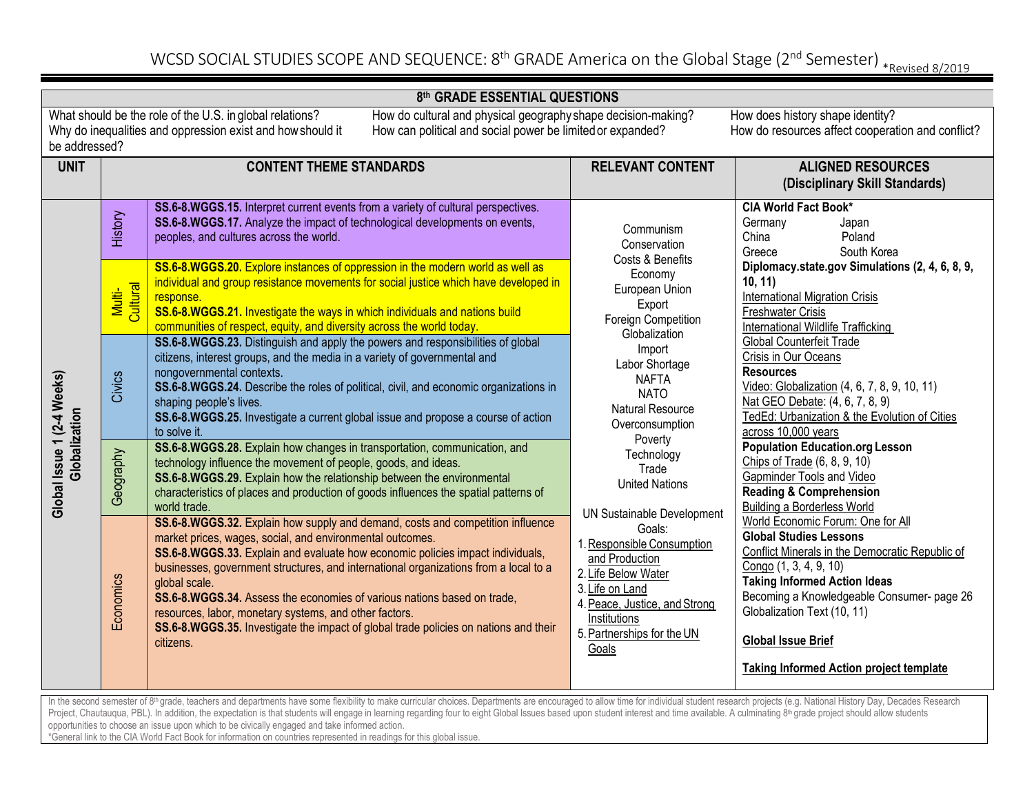# WCSD SOCIAL STUDIES SCOPE AND SEQUENCE: 8th GRADE America on the Global Stage (2nd Semester) *Revised 8/2019

| 8th GRADE ESSENTIAL QUESTIONS | | |
|---|---|---|
| What should be the role of the U.S. in global relations? Why do inequalities and oppression exist and how should it be addressed? | How do cultural and physical geography shape decision-making? How can political and social power be limited or expanded? | How does history shape identity? How do resources affect cooperation and conflict? |

| UNIT | CONTENT THEME STANDARDS | | RELEVANT CONTENT | ALIGNED RESOURCES (Disciplinary Skill Standards) |
|---|---|---|---|---|
| **Global Issue 1 (2-4 Weeks) Globalization** | History | **SS.6-8.WGGS.15.** Interpret current events from a variety of cultural perspectives. **SS.6-8.WGGS.17.** Analyze the impact of technological developments on events, peoples, and cultures across the world. | Communism<br>Conservation<br>Costs & Benefits<br>Economy<br>European Union<br>Export<br>Foreign Competition<br>Globalization<br>Import<br>Labor Shortage<br>NAFTA<br>NATO<br>Natural Resource<br>Overconsumption<br>Poverty<br>Technology<br>Trade<br>United Nations<br><br>UN Sustainable Development Goals:<br>1. Responsible Consumption and Production<br>2. Life Below Water<br>3. Life on Land<br>4. Peace, Justice, and Strong Institutions<br>5. Partnerships for the UN Goals | **CIA World Fact Book***<br>Germany, Japan, China, Poland, Greece, South Korea<br>**Diplomacy.state.gov Simulations (2, 4, 6, 8, 9, 10, 11)**<br>International Migration Crisis<br>Freshwater Crisis<br>International Wildlife Trafficking<br>Global Counterfeit Trade<br>Crisis in Our Oceans<br>**Resources**<br>Video: Globalization (4, 6, 7, 8, 9, 10, 11)<br>Nat GEO Debate: (4, 6, 7, 8, 9)<br>TedEd: Urbanization & the Evolution of Cities across 10,000 years<br>**Population Education.org Lesson**<br>Chips of Trade (6, 8, 9, 10)<br>Gapminder Tools and Video<br>**Reading & Comprehension**<br>Building a Borderless World<br>World Economic Forum: One for All<br>**Global Studies Lessons**<br>Conflict Minerals in the Democratic Republic of Congo (1, 3, 4, 9, 10)<br>**Taking Informed Action Ideas**<br>Becoming a Knowledgeable Consumer- page 26<br>Globalization Text (10, 11)<br><br>**Global Issue Brief**<br><br>**Taking Informed Action project template** |
| | Multi-Cultural | **SS.6-8.WGGS.20.** Explore instances of oppression in the modern world as well as individual and group resistance movements for social justice which have developed in response. **SS.6-8.WGGS.21.** Investigate the ways in which individuals and nations build communities of respect, equity, and diversity across the world today. | | |
| | Civics | **SS.6-8.WGGS.23.** Distinguish and apply the powers and responsibilities of global citizens, interest groups, and the media in a variety of governmental and nongovernmental contexts. **SS.6-8.WGGS.24.** Describe the roles of political, civil, and economic organizations in shaping people's lives. **SS.6-8.WGGS.25.** Investigate a current global issue and propose a course of action to solve it. | | |
| | Geography | **SS.6-8.WGGS.28.** Explain how changes in transportation, communication, and technology influence the movement of people, goods, and ideas. **SS.6-8.WGGS.29.** Explain how the relationship between the environmental characteristics of places and production of goods influences the spatial patterns of world trade. | | |
| | Economics | **SS.6-8.WGGS.32.** Explain how supply and demand, costs and competition influence market prices, wages, social, and environmental outcomes. **SS.6-8.WGGS.33.** Explain and evaluate how economic policies impact individuals, businesses, government structures, and international organizations from a local to a global scale. **SS.6-8.WGGS.34.** Assess the economies of various nations based on trade, resources, labor, monetary systems, and other factors. **SS.6-8.WGGS.35.** Investigate the impact of global trade policies on nations and their citizens. | | |

In the second semester of 8th grade, teachers and departments have some flexibility to make curricular choices. Departments are encouraged to allow time for individual student research projects (e.g. National History Day, Decades Research Project, Chautauqua, PBL). In addition, the expectation is that students will engage in learning regarding four to eight Global Issues based upon student interest and time available. A culminating 8th grade project should allow students opportunities to choose an issue upon which to be civically engaged and take informed action.

*General link to the CIA World Fact Book for information on countries represented in readings for this global issue.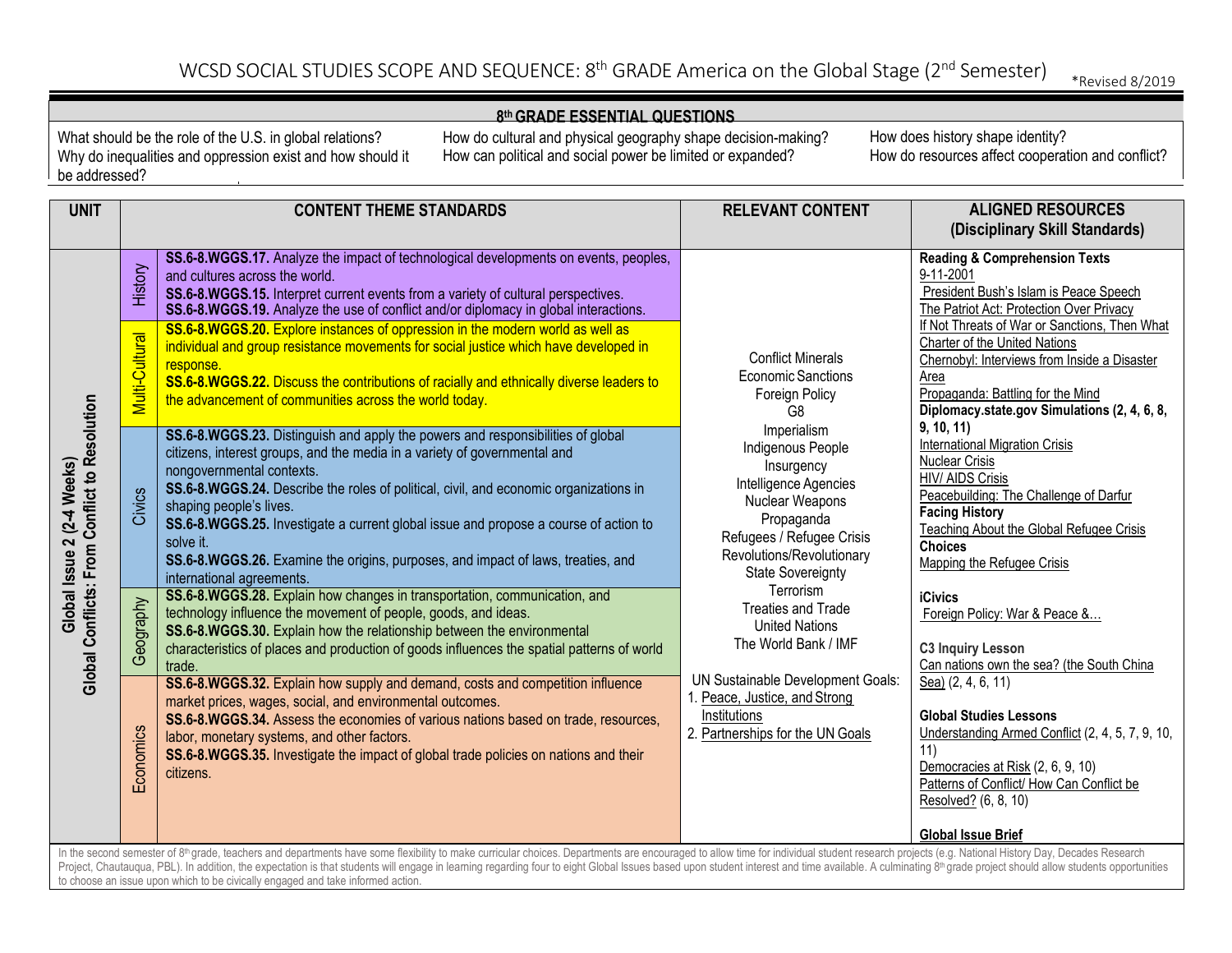# WCSD SOCIAL STUDIES SCOPE AND SEQUENCE: 8th GRADE America on the Global Stage (2nd Semester)

*Revised 8/2019

## 8th GRADE ESSENTIAL QUESTIONS

What should be the role of the U.S. in global relations?
Why do inequalities and oppression exist and how should it be addressed?
How do cultural and physical geography shape decision-making?
How can political and social power be limited or expanded?
How does history shape identity?
How do resources affect cooperation and conflict?

| UNIT | CONTENT THEME STANDARDS | | RELEVANT CONTENT | ALIGNED RESOURCES (Disciplinary Skill Standards) |
|---|---|---|---|---|
| **Global Issue 2 (2-4 Weeks) Global Conflicts: From Conflict to Resolution** | History | **SS.6-8.WGGS.17.** Analyze the impact of technological developments on events, peoples, and cultures across the world.<br>**SS.6-8.WGGS.15.** Interpret current events from a variety of cultural perspectives.<br>**SS.6-8.WGGS.19.** Analyze the use of conflict and/or diplomacy in global interactions. | Conflict Minerals<br>Economic Sanctions<br>Foreign Policy<br>G8<br>Imperialism<br>Indigenous People<br>Insurgency<br>Intelligence Agencies<br>Nuclear Weapons<br>Propaganda<br>Refugees / Refugee Crisis<br>Revolutions/Revolutionary<br>State Sovereignty<br>Terrorism<br>Treaties and Trade<br>United Nations<br>The World Bank / IMF<br><br>UN Sustainable Development Goals:<br>1. Peace, Justice, and Strong Institutions<br>2. Partnerships for the UN Goals | **Reading & Comprehension Texts**<br>9-11-2001<br>President Bush's Islam is Peace Speech<br>The Patriot Act: Protection Over Privacy<br>If Not Threats of War or Sanctions, Then What<br>Charter of the United Nations<br>Chernobyl: Interviews from Inside a Disaster Area<br>Propaganda: Battling for the Mind<br>**Diplomacy.state.gov Simulations (2, 4, 6, 8, 9, 10, 11)**<br>International Migration Crisis<br>Nuclear Crisis<br>HIV/ AIDS Crisis<br>Peacebuilding: The Challenge of Darfur<br>**Facing History**<br>Teaching About the Global Refugee Crisis<br>**Choices**<br>Mapping the Refugee Crisis<br><br>**iCivics**<br>Foreign Policy: War & Peace &…<br><br>**C3 Inquiry Lesson**<br>Can nations own the sea? (the South China Sea) (2, 4, 6, 11)<br><br>**Global Studies Lessons**<br>Understanding Armed Conflict (2, 4, 5, 7, 9, 10, 11)<br>Democracies at Risk (2, 6, 9, 10)<br>Patterns of Conflict/ How Can Conflict be Resolved? (6, 8, 10)<br><br>**Global Issue Brief** |
| | Multi-Cultural | **SS.6-8.WGGS.20.** Explore instances of oppression in the modern world as well as individual and group resistance movements for social justice which have developed in response.<br>**SS.6-8.WGGS.22.** Discuss the contributions of racially and ethnically diverse leaders to the advancement of communities across the world today. | | |
| | Civics | **SS.6-8.WGGS.23.** Distinguish and apply the powers and responsibilities of global citizens, interest groups, and the media in a variety of governmental and nongovernmental contexts.<br>**SS.6-8.WGGS.24.** Describe the roles of political, civil, and economic organizations in shaping people's lives.<br>**SS.6-8.WGGS.25.** Investigate a current global issue and propose a course of action to solve it.<br>**SS.6-8.WGGS.26.** Examine the origins, purposes, and impact of laws, treaties, and international agreements. | | |
| | Geography | **SS.6-8.WGGS.28.** Explain how changes in transportation, communication, and technology influence the movement of people, goods, and ideas.<br>**SS.6-8.WGGS.30.** Explain how the relationship between the environmental characteristics of places and production of goods influences the spatial patterns of world trade. | | |
| | Economics | **SS.6-8.WGGS.32.** Explain how supply and demand, costs and competition influence market prices, wages, social, and environmental outcomes.<br>**SS.6-8.WGGS.34.** Assess the economies of various nations based on trade, resources, labor, monetary systems, and other factors.<br>**SS.6-8.WGGS.35.** Investigate the impact of global trade policies on nations and their citizens. | | |

In the second semester of 8th grade, teachers and departments have some flexibility to make curricular choices. Departments are encouraged to allow time for individual student research projects (e.g. National History Day, Decades Research Project, Chautauqua, PBL). In addition, the expectation is that students will engage in learning regarding four to eight Global Issues based upon student interest and time available. A culminating 8th grade project should allow students opportunities to choose an issue upon which to be civically engaged and take informed action.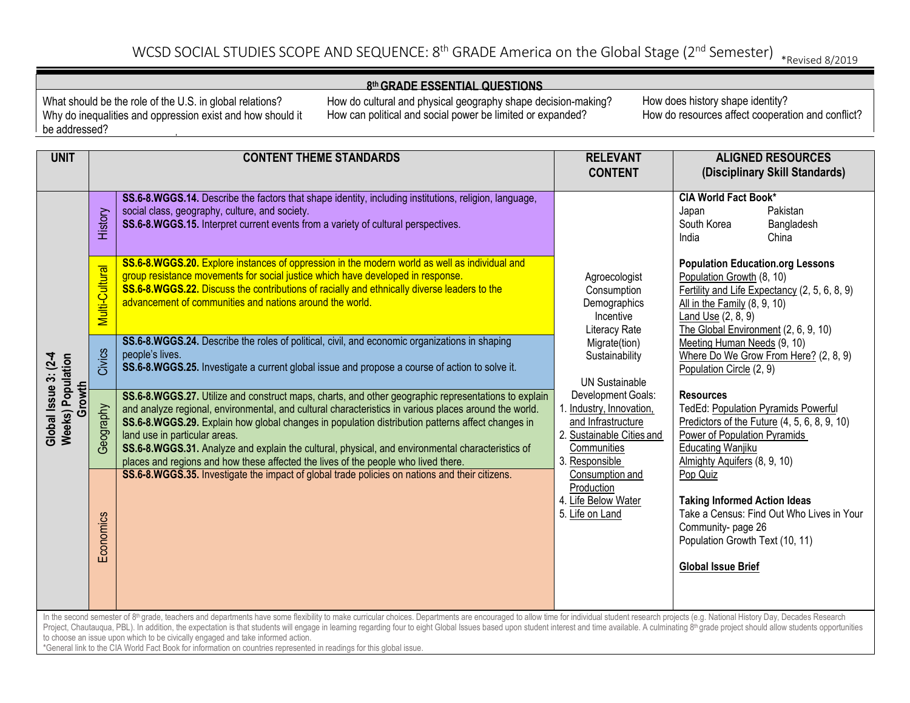# WCSD SOCIAL STUDIES SCOPE AND SEQUENCE: 8th GRADE America on the Global Stage (2nd Semester)

*Revised 8/2019

**8th GRADE ESSENTIAL QUESTIONS**

| | | |
|---|---|---|
| What should be the role of the U.S. in global relations?<br>Why do inequalities and oppression exist and how should it be addressed? | How do cultural and physical geography shape decision-making?<br>How can political and social power be limited or expanded? | How does history shape identity?<br>How do resources affect cooperation and conflict? |

| UNIT | | CONTENT THEME STANDARDS | RELEVANT CONTENT | ALIGNED RESOURCES (Disciplinary Skill Standards) |
|---|---|---|---|---|
| Global Issue 3: (2-4 Weeks) Population Growth | History | **SS.6-8.WGGS.14.** Describe the factors that shape identity, including institutions, religion, language, social class, geography, culture, and society.<br>**SS.6-8.WGGS.15.** Interpret current events from a variety of cultural perspectives. | Agroecologist<br>Consumption<br>Demographics<br>Incentive<br>Literacy Rate<br>Migrate(tion)<br>Sustainability<br><br>UN Sustainable Development Goals:<br>1. Industry, Innovation, and Infrastructure<br>2. Sustainable Cities and Communities<br>3. Responsible Consumption and Production<br>4. Life Below Water<br>5. Life on Land | **CIA World Fact Book***<br>Japan, Pakistan, South Korea, Bangladesh, India, China<br><br>**Population Education.org Lessons**<br>Population Growth (8, 10)<br>Fertility and Life Expectancy (2, 5, 6, 8, 9)<br>All in the Family (8, 9, 10)<br>Land Use (2, 8, 9)<br>The Global Environment (2, 6, 9, 10)<br>Meeting Human Needs (9, 10)<br>Where Do We Grow From Here? (2, 8, 9)<br>Population Circle (2, 9)<br><br>**Resources**<br>TedEd: Population Pyramids Powerful Predictors of the Future (4, 5, 6, 8, 9, 10)<br>Power of Population Pyramids<br>Educating Wanjiku<br>Almighty Aquifers (8, 9, 10)<br>Pop Quiz<br><br>**Taking Informed Action Ideas**<br>Take a Census: Find Out Who Lives in Your Community- page 26<br>Population Growth Text (10, 11)<br><br>**Global Issue Brief** |
| | Multi-Cultural | **SS.6-8.WGGS.20.** Explore instances of oppression in the modern world as well as individual and group resistance movements for social justice which have developed in response.<br>**SS.6-8.WGGS.22.** Discuss the contributions of racially and ethnically diverse leaders to the advancement of communities and nations around the world. | | |
| | Civics | **SS.6-8.WGGS.24.** Describe the roles of political, civil, and economic organizations in shaping people's lives.<br>**SS.6-8.WGGS.25.** Investigate a current global issue and propose a course of action to solve it. | | |
| | Geography | **SS.6-8.WGGS.27.** Utilize and construct maps, charts, and other geographic representations to explain and analyze regional, environmental, and cultural characteristics in various places around the world.<br>**SS.6-8.WGGS.29.** Explain how global changes in population distribution patterns affect changes in land use in particular areas.<br>**SS.6-8.WGGS.31.** Analyze and explain the cultural, physical, and environmental characteristics of places and regions and how these affected the lives of the people who lived there. | | |
| | Economics | **SS.6-8.WGGS.35.** Investigate the impact of global trade policies on nations and their citizens. | | |

In the second semester of 8th grade, teachers and departments have some flexibility to make curricular choices. Departments are encouraged to allow time for individual student research projects (e.g. National History Day, Decades Research Project, Chautauqua, PBL). In addition, the expectation is that students will engage in learning regarding four to eight Global Issues based upon student interest and time available. A culminating 8th grade project should allow students opportunities to choose an issue upon which to be civically engaged and take informed action.

*General link to the CIA World Fact Book for information on countries represented in readings for this global issue.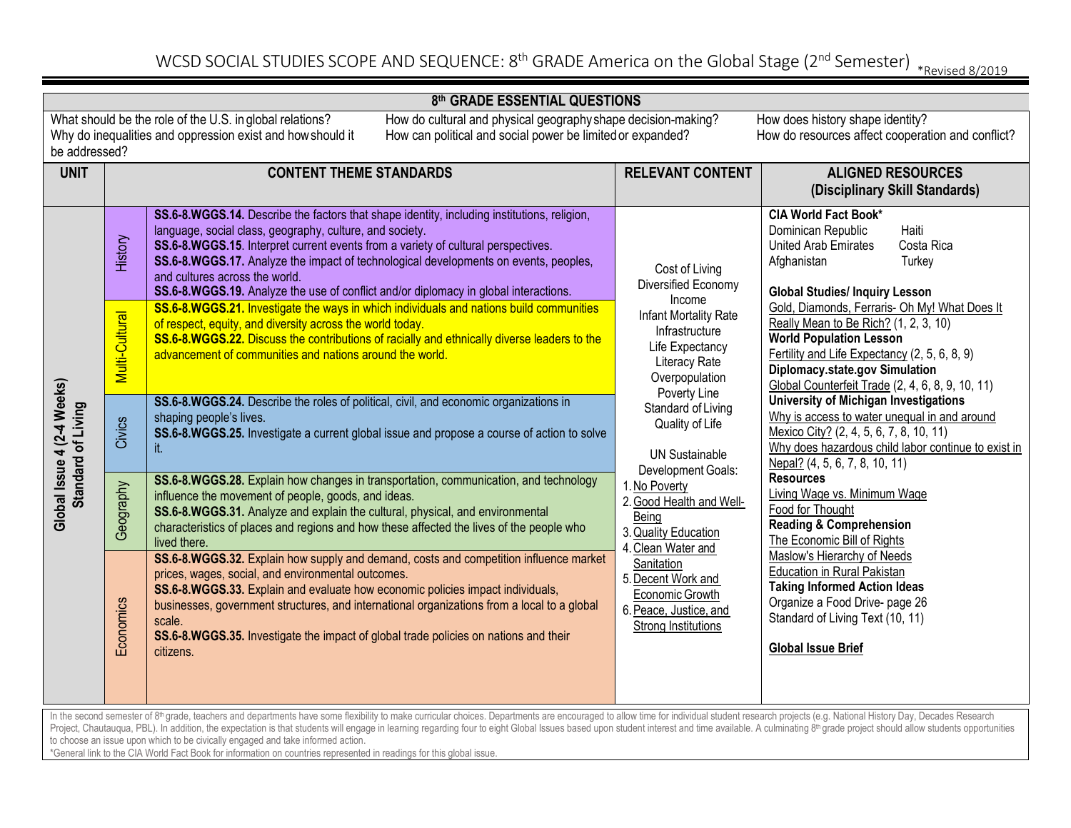# WCSD SOCIAL STUDIES SCOPE AND SEQUENCE: 8th GRADE America on the Global Stage (2nd Semester) *Revised 8/2019

## 8th GRADE ESSENTIAL QUESTIONS

What should be the role of the U.S. in global relations?
Why do inequalities and oppression exist and how should it be addressed?
How do cultural and physical geography shape decision-making?
How can political and social power be limited or expanded?
How does history shape identity?
How do resources affect cooperation and conflict?

| UNIT | | CONTENT THEME STANDARDS | RELEVANT CONTENT | ALIGNED RESOURCES (Disciplinary Skill Standards) |
|---|---|---|---|---|
| Global Issue 4 (2-4 Weeks) Standard of Living | History | **SS.6-8.WGGS.14.** Describe the factors that shape identity, including institutions, religion, language, social class, geography, culture, and society.<br>**SS.6-8.WGGS.15**. Interpret current events from a variety of cultural perspectives.<br>**SS.6-8.WGGS.17.** Analyze the impact of technological developments on events, peoples, and cultures across the world.<br>**SS.6-8.WGGS.19.** Analyze the use of conflict and/or diplomacy in global interactions. | Cost of Living<br>Diversified Economy<br>Income<br>Infant Mortality Rate<br>Infrastructure<br>Life Expectancy<br>Literacy Rate<br>Overpopulation<br>Poverty Line<br>Standard of Living<br>Quality of Life<br><br>UN Sustainable Development Goals:<br>1. No Poverty<br>2. Good Health and Well-Being<br>3. Quality Education<br>4. Clean Water and Sanitation<br>5. Decent Work and Economic Growth<br>6. Peace, Justice, and Strong Institutions | **CIA World Fact Book***<br>Dominican Republic, Haiti, United Arab Emirates, Costa Rica, Afghanistan, Turkey<br><br>**Global Studies/ Inquiry Lesson**<br>Gold, Diamonds, Ferraris- Oh My! What Does It Really Mean to Be Rich? (1, 2, 3, 10)<br>**World Population Lesson**<br>Fertility and Life Expectancy (2, 5, 6, 8, 9)<br>**Diplomacy.state.gov Simulation**<br>Global Counterfeit Trade (2, 4, 6, 8, 9, 10, 11)<br>**University of Michigan Investigations**<br>Why is access to water unequal in and around Mexico City? (2, 4, 5, 6, 7, 8, 10, 11)<br>Why does hazardous child labor continue to exist in Nepal? (4, 5, 6, 7, 8, 10, 11)<br>**Resources**<br>Living Wage vs. Minimum Wage<br>Food for Thought<br>**Reading & Comprehension**<br>The Economic Bill of Rights<br>Maslow's Hierarchy of Needs<br>Education in Rural Pakistan<br>**Taking Informed Action Ideas**<br>Organize a Food Drive- page 26<br>Standard of Living Text (10, 11)<br><br>**Global Issue Brief** |
| | Multi-Cultural | **SS.6-8.WGGS.21.** Investigate the ways in which individuals and nations build communities of respect, equity, and diversity across the world today.<br>**SS.6-8.WGGS.22.** Discuss the contributions of racially and ethnically diverse leaders to the advancement of communities and nations around the world. | | |
| | Civics | **SS.6-8.WGGS.24.** Describe the roles of political, civil, and economic organizations in shaping people's lives.<br>**SS.6-8.WGGS.25.** Investigate a current global issue and propose a course of action to solve it. | | |
| | Geography | **SS.6-8.WGGS.28.** Explain how changes in transportation, communication, and technology influence the movement of people, goods, and ideas.<br>**SS.6-8.WGGS.31.** Analyze and explain the cultural, physical, and environmental characteristics of places and regions and how these affected the lives of the people who lived there. | | |
| | Economics | **SS.6-8.WGGS.32.** Explain how supply and demand, costs and competition influence market prices, wages, social, and environmental outcomes.<br>**SS.6-8.WGGS.33.** Explain and evaluate how economic policies impact individuals, businesses, government structures, and international organizations from a local to a global scale.<br>**SS.6-8.WGGS.35.** Investigate the impact of global trade policies on nations and their citizens. | | |

In the second semester of 8th grade, teachers and departments have some flexibility to make curricular choices. Departments are encouraged to allow time for individual student research projects (e.g. National History Day, Decades Research Project, Chautauqua, PBL). In addition, the expectation is that students will engage in learning regarding four to eight Global Issues based upon student interest and time available. A culminating 8th grade project should allow students opportunities to choose an issue upon which to be civically engaged and take informed action.

*General link to the CIA World Fact Book for information on countries represented in readings for this global issue.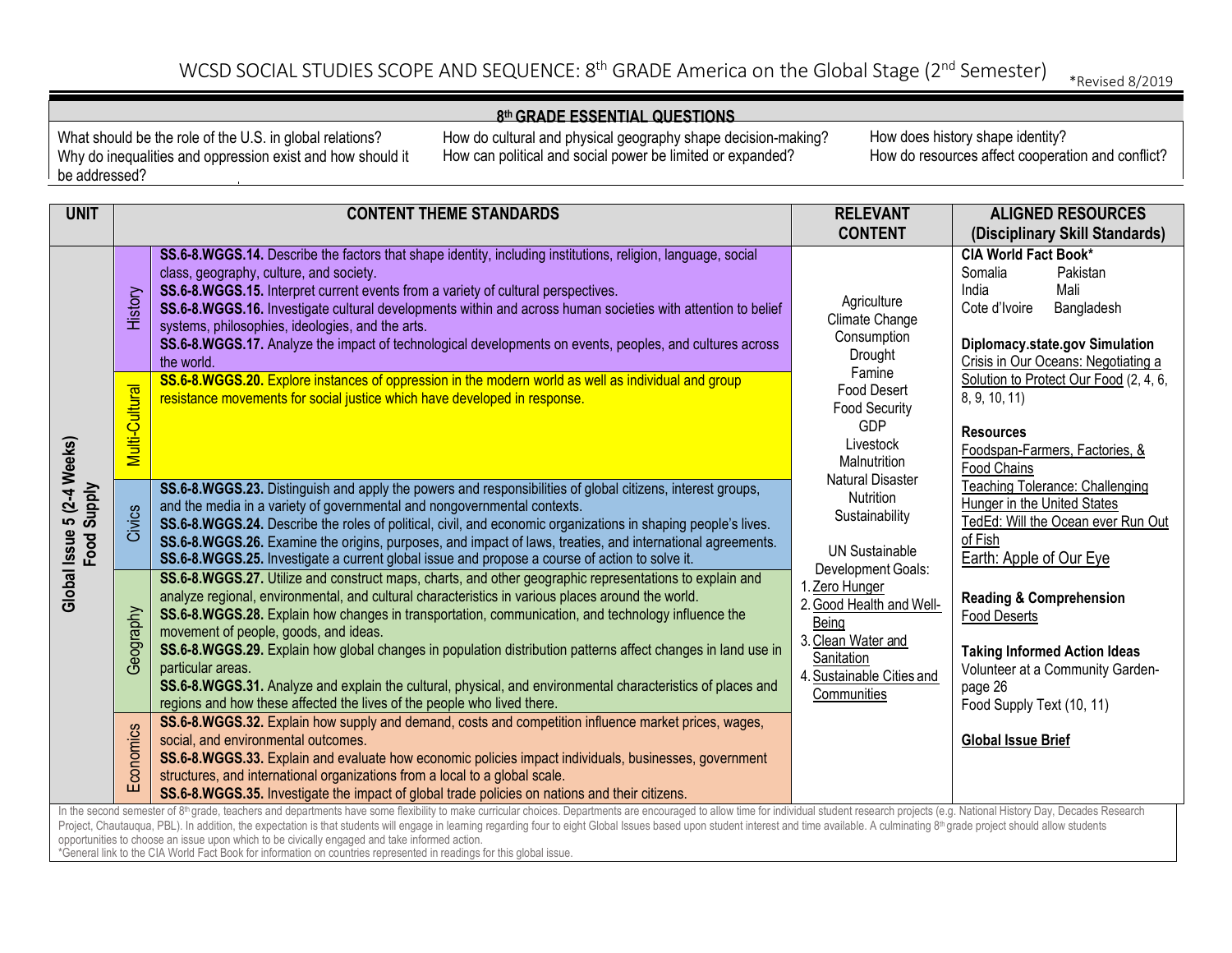# WCSD SOCIAL STUDIES SCOPE AND SEQUENCE: 8th GRADE America on the Global Stage (2nd Semester)

*Revised 8/2019

| 8th GRADE ESSENTIAL QUESTIONS | | |
|---|---|---|
| What should be the role of the U.S. in global relations? Why do inequalities and oppression exist and how should it be addressed? | How do cultural and physical geography shape decision-making? How can political and social power be limited or expanded? | How does history shape identity? How do resources affect cooperation and conflict? |

| UNIT | | CONTENT THEME STANDARDS | RELEVANT CONTENT | ALIGNED RESOURCES (Disciplinary Skill Standards) |
|---|---|---|---|---|
| **Global Issue 5 (2-4 Weeks) Food Supply** | History | **SS.6-8.WGGS.14.** Describe the factors that shape identity, including institutions, religion, language, social class, geography, culture, and society.<br>**SS.6-8.WGGS.15.** Interpret current events from a variety of cultural perspectives.<br>**SS.6-8.WGGS.16.** Investigate cultural developments within and across human societies with attention to belief systems, philosophies, ideologies, and the arts.<br>**SS.6-8.WGGS.17.** Analyze the impact of technological developments on events, peoples, and cultures across the world. | Agriculture<br>Climate Change<br>Consumption<br>Drought<br>Famine<br>Food Desert<br>Food Security<br>GDP<br>Livestock<br>Malnutrition<br>Natural Disaster<br>Nutrition<br>Sustainability<br><br>UN Sustainable Development Goals:<br>1. Zero Hunger<br>2. Good Health and Well-Being<br>3. Clean Water and Sanitation<br>4. Sustainable Cities and Communities | **CIA World Fact Book***<br>Somalia Pakistan<br>India Mali<br>Cote d'Ivoire Bangladesh<br><br>**Diplomacy.state.gov Simulation**<br>Crisis in Our Oceans: Negotiating a Solution to Protect Our Food (2, 4, 6, 8, 9, 10, 11)<br><br>**Resources**<br>Foodspan-Farmers, Factories, & Food Chains<br>Teaching Tolerance: Challenging Hunger in the United States<br>TedEd: Will the Ocean ever Run Out of Fish<br>Earth: Apple of Our Eye<br><br>**Reading & Comprehension**<br>Food Deserts<br><br>**Taking Informed Action Ideas**<br>Volunteer at a Community Garden- page 26<br>Food Supply Text (10, 11)<br><br>**Global Issue Brief** |
| | Multi-Cultural | **SS.6-8.WGGS.20.** Explore instances of oppression in the modern world as well as individual and group resistance movements for social justice which have developed in response. | | |
| | Civics | **SS.6-8.WGGS.23.** Distinguish and apply the powers and responsibilities of global citizens, interest groups, and the media in a variety of governmental and nongovernmental contexts.<br>**SS.6-8.WGGS.24.** Describe the roles of political, civil, and economic organizations in shaping people's lives.<br>**SS.6-8.WGGS.26.** Examine the origins, purposes, and impact of laws, treaties, and international agreements.<br>**SS.6-8.WGGS.25.** Investigate a current global issue and propose a course of action to solve it. | | |
| | Geography | **SS.6-8.WGGS.27.** Utilize and construct maps, charts, and other geographic representations to explain and analyze regional, environmental, and cultural characteristics in various places around the world.<br>**SS.6-8.WGGS.28.** Explain how changes in transportation, communication, and technology influence the movement of people, goods, and ideas.<br>**SS.6-8.WGGS.29.** Explain how global changes in population distribution patterns affect changes in land use in particular areas.<br>**SS.6-8.WGGS.31.** Analyze and explain the cultural, physical, and environmental characteristics of places and regions and how these affected the lives of the people who lived there. | | |
| | Economics | **SS.6-8.WGGS.32.** Explain how supply and demand, costs and competition influence market prices, wages, social, and environmental outcomes.<br>**SS.6-8.WGGS.33.** Explain and evaluate how economic policies impact individuals, businesses, government structures, and international organizations from a local to a global scale.<br>**SS.6-8.WGGS.35.** Investigate the impact of global trade policies on nations and their citizens. | | |

In the second semester of 8th grade, teachers and departments have some flexibility to make curricular choices. Departments are encouraged to allow time for individual student research projects (e.g. National History Day, Decades Research Project, Chautauqua, PBL). In addition, the expectation is that students will engage in learning regarding four to eight Global Issues based upon student interest and time available. A culminating 8th grade project should allow students opportunities to choose an issue upon which to be civically engaged and take informed action.

*General link to the CIA World Fact Book for information on countries represented in readings for this global issue.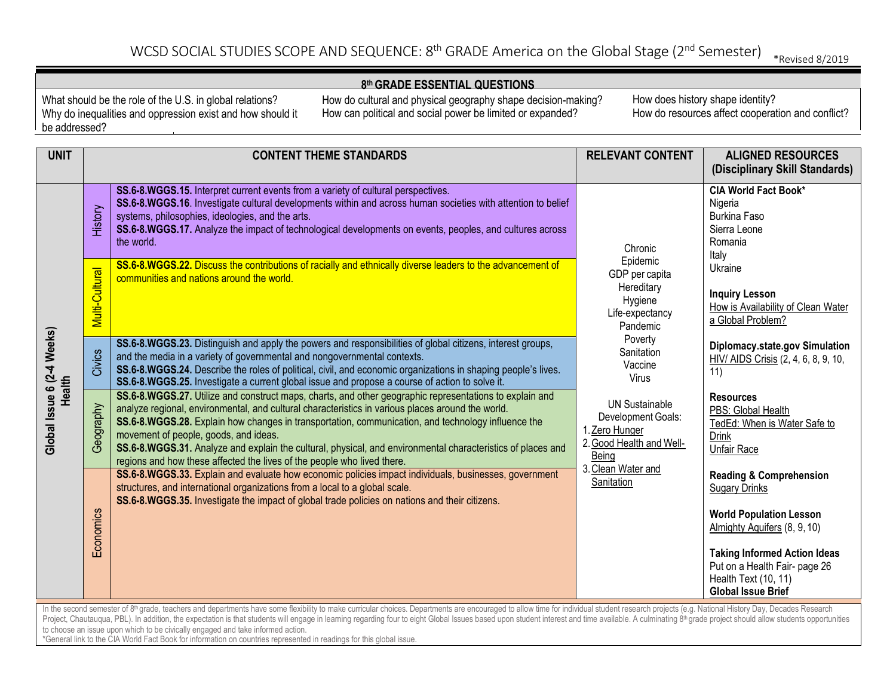# WCSD SOCIAL STUDIES SCOPE AND SEQUENCE: 8th GRADE America on the Global Stage (2nd Semester)

*Revised 8/2019

## 8th GRADE ESSENTIAL QUESTIONS

What should be the role of the U.S. in global relations?
Why do inequalities and oppression exist and how should it be addressed?
How do cultural and physical geography shape decision-making?
How can political and social power be limited or expanded?
How does history shape identity?
How do resources affect cooperation and conflict?

| UNIT | | CONTENT THEME STANDARDS | RELEVANT CONTENT | ALIGNED RESOURCES (Disciplinary Skill Standards) |
|---|---|---|---|---|
| Global Issue 6 (2-4 Weeks) Health | History | **SS.6-8.WGGS.15.** Interpret current events from a variety of cultural perspectives.<br>**SS.6-8.WGGS.16**. Investigate cultural developments within and across human societies with attention to belief systems, philosophies, ideologies, and the arts.<br>**SS.6-8.WGGS.17.** Analyze the impact of technological developments on events, peoples, and cultures across the world. | Chronic<br>Epidemic<br>GDP per capita<br>Hereditary<br>Hygiene<br>Life-expectancy<br>Pandemic<br>Poverty<br>Sanitation<br>Vaccine<br>Virus<br><br>UN Sustainable Development Goals:<br>1. Zero Hunger<br>2. Good Health and Well-Being<br>3. Clean Water and Sanitation | **CIA World Fact Book***<br>Nigeria<br>Burkina Faso<br>Sierra Leone<br>Romania<br>Italy<br>Ukraine<br><br>**Inquiry Lesson**<br>How is Availability of Clean Water a Global Problem?<br><br>**Diplomacy.state.gov Simulation**<br>HIV/ AIDS Crisis (2, 4, 6, 8, 9, 10, 11)<br><br>**Resources**<br>PBS: Global Health<br>TedEd: When is Water Safe to Drink<br>Unfair Race<br><br>**Reading & Comprehension**<br>Sugary Drinks<br><br>**World Population Lesson**<br>Almighty Aquifers (8, 9, 10)<br><br>**Taking Informed Action Ideas**<br>Put on a Health Fair- page 26<br>Health Text (10, 11)<br>**Global Issue Brief** |
| | Multi-Cultural | **SS.6-8.WGGS.22.** Discuss the contributions of racially and ethnically diverse leaders to the advancement of communities and nations around the world. | | |
| | Civics | **SS.6-8.WGGS.23.** Distinguish and apply the powers and responsibilities of global citizens, interest groups, and the media in a variety of governmental and nongovernmental contexts.<br>**SS.6-8.WGGS.24.** Describe the roles of political, civil, and economic organizations in shaping people's lives.<br>**SS.6-8.WGGS.25.** Investigate a current global issue and propose a course of action to solve it. | | |
| | Geography | **SS.6-8.WGGS.27.** Utilize and construct maps, charts, and other geographic representations to explain and analyze regional, environmental, and cultural characteristics in various places around the world.<br>**SS.6-8.WGGS.28.** Explain how changes in transportation, communication, and technology influence the movement of people, goods, and ideas.<br>**SS.6-8.WGGS.31.** Analyze and explain the cultural, physical, and environmental characteristics of places and regions and how these affected the lives of the people who lived there. | | |
| | Economics | **SS.6-8.WGGS.33.** Explain and evaluate how economic policies impact individuals, businesses, government structures, and international organizations from a local to a global scale.<br>**SS.6-8.WGGS.35.** Investigate the impact of global trade policies on nations and their citizens. | | |

In the second semester of 8th grade, teachers and departments have some flexibility to make curricular choices. Departments are encouraged to allow time for individual student research projects (e.g. National History Day, Decades Research Project, Chautauqua, PBL). In addition, the expectation is that students will engage in learning regarding four to eight Global Issues based upon student interest and time available. A culminating 8th grade project should allow students opportunities to choose an issue upon which to be civically engaged and take informed action.

*General link to the CIA World Fact Book for information on countries represented in readings for this global issue.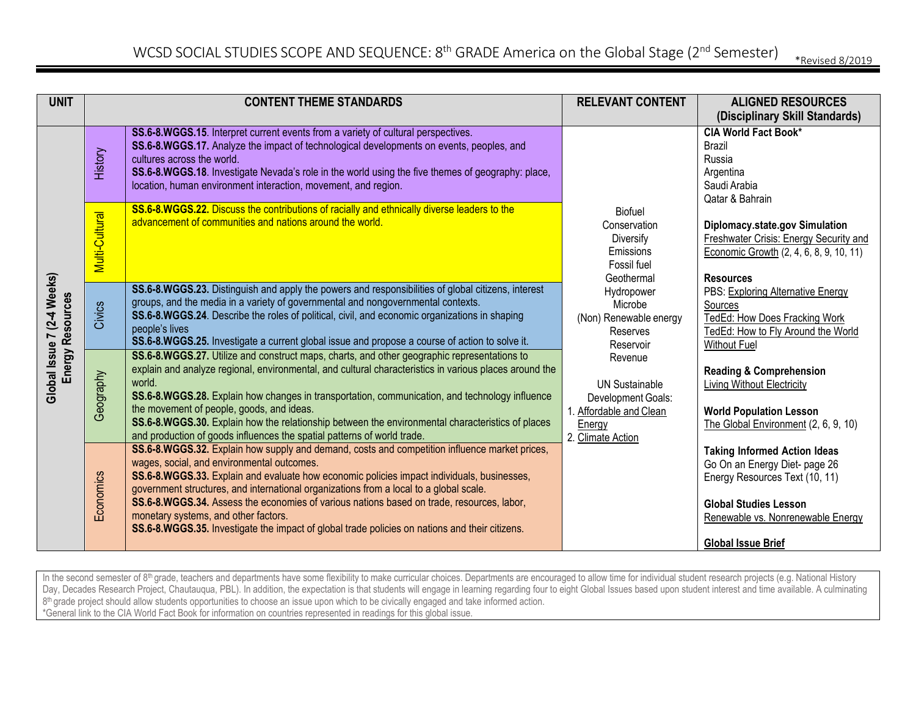# WCSD SOCIAL STUDIES SCOPE AND SEQUENCE: 8th GRADE America on the Global Stage (2nd Semester)

*Revised 8/2019

| UNIT | | CONTENT THEME STANDARDS | RELEVANT CONTENT | ALIGNED RESOURCES (Disciplinary Skill Standards) |
|---|---|---|---|---|
| **Global Issue 7 (2-4 Weeks) Energy Resources** | History | **SS.6-8.WGGS.15**. Interpret current events from a variety of cultural perspectives.<br>**SS.6-8.WGGS.17.** Analyze the impact of technological developments on events, peoples, and cultures across the world.<br>**SS.6-8.WGGS.18**. Investigate Nevada's role in the world using the five themes of geography: place, location, human environment interaction, movement, and region. | Biofuel<br>Conservation<br>Diversify<br>Emissions<br>Fossil fuel<br>Geothermal<br>Hydropower<br>Microbe<br>(Non) Renewable energy<br>Reserves<br>Reservoir<br>Revenue<br><br>UN Sustainable Development Goals:<br>1. Affordable and Clean Energy<br>2. Climate Action | **CIA World Fact Book***<br>Brazil<br>Russia<br>Argentina<br>Saudi Arabia<br>Qatar & Bahrain<br><br>**Diplomacy.state.gov Simulation**<br>Freshwater Crisis: Energy Security and Economic Growth (2, 4, 6, 8, 9, 10, 11)<br><br>**Resources**<br>PBS: Exploring Alternative Energy Sources<br>TedEd: How Does Fracking Work<br>TedEd: How to Fly Around the World Without Fuel<br><br>**Reading & Comprehension**<br>Living Without Electricity<br><br>**World Population Lesson**<br>The Global Environment (2, 6, 9, 10)<br><br>**Taking Informed Action Ideas**<br>Go On an Energy Diet- page 26<br>Energy Resources Text (10, 11)<br><br>**Global Studies Lesson**<br>Renewable vs. Nonrenewable Energy<br><br>**Global Issue Brief** |
| | Multi-Cultural | **SS.6-8.WGGS.22.** Discuss the contributions of racially and ethnically diverse leaders to the advancement of communities and nations around the world. | | |
| | Civics | **SS.6-8.WGGS.23.** Distinguish and apply the powers and responsibilities of global citizens, interest groups, and the media in a variety of governmental and nongovernmental contexts.<br>**SS.6-8.WGGS.24**. Describe the roles of political, civil, and economic organizations in shaping people's lives<br>**SS.6-8.WGGS.25.** Investigate a current global issue and propose a course of action to solve it. | | |
| | Geography | **SS.6-8.WGGS.27.** Utilize and construct maps, charts, and other geographic representations to explain and analyze regional, environmental, and cultural characteristics in various places around the world.<br>**SS.6-8.WGGS.28.** Explain how changes in transportation, communication, and technology influence the movement of people, goods, and ideas.<br>**SS.6-8.WGGS.30.** Explain how the relationship between the environmental characteristics of places and production of goods influences the spatial patterns of world trade. | | |
| | Economics | **SS.6-8.WGGS.32.** Explain how supply and demand, costs and competition influence market prices, wages, social, and environmental outcomes.<br>**SS.6-8.WGGS.33.** Explain and evaluate how economic policies impact individuals, businesses, government structures, and international organizations from a local to a global scale.<br>**SS.6-8.WGGS.34.** Assess the economies of various nations based on trade, resources, labor, monetary systems, and other factors.<br>**SS.6-8.WGGS.35.** Investigate the impact of global trade policies on nations and their citizens. | | |

In the second semester of 8th grade, teachers and departments have some flexibility to make curricular choices. Departments are encouraged to allow time for individual student research projects (e.g. National History Day, Decades Research Project, Chautauqua, PBL). In addition, the expectation is that students will engage in learning regarding four to eight Global Issues based upon student interest and time available. A culminating 8th grade project should allow students opportunities to choose an issue upon which to be civically engaged and take informed action.
*General link to the CIA World Fact Book for information on countries represented in readings for this global issue.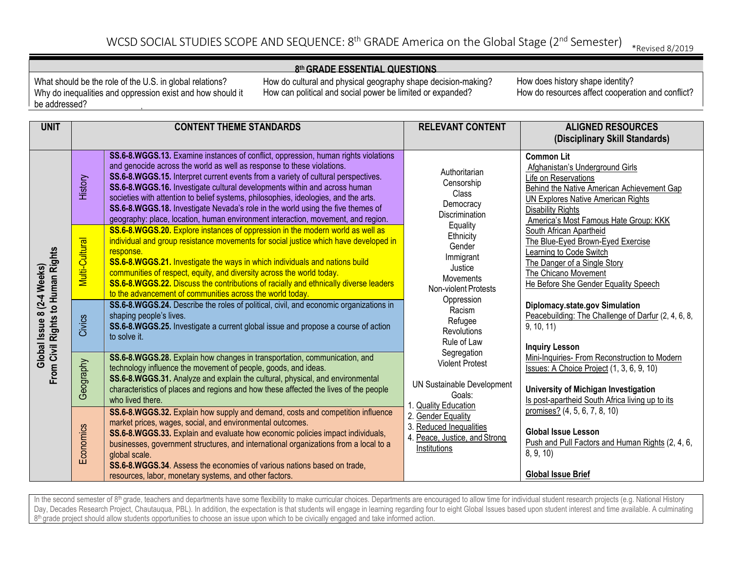# WCSD SOCIAL STUDIES SCOPE AND SEQUENCE: 8th GRADE America on the Global Stage (2nd Semester)

*Revised 8/2019

## 8th GRADE ESSENTIAL QUESTIONS

What should be the role of the U.S. in global relations?
Why do inequalities and oppression exist and how should it be addressed?

How do cultural and physical geography shape decision-making?
How can political and social power be limited or expanded?

How does history shape identity?
How do resources affect cooperation and conflict?

| UNIT | CONTENT THEME STANDARDS | | RELEVANT CONTENT | ALIGNED RESOURCES (Disciplinary Skill Standards) |
|---|---|---|---|---|
| Global Issue 8 (2-4 Weeks) From Civil Rights to Human Rights | History | **SS.6-8.WGGS.13.** Examine instances of conflict, oppression, human rights violations and genocide across the world as well as response to these violations.<br>**SS.6-8.WGGS.15.** Interpret current events from a variety of cultural perspectives.<br>**SS.6-8.WGGS.16.** Investigate cultural developments within and across human societies with attention to belief systems, philosophies, ideologies, and the arts.<br>**SS.6-8.WGGS.18.** Investigate Nevada's role in the world using the five themes of geography: place, location, human environment interaction, movement, and region. | Authoritarian<br>Censorship<br>Class<br>Democracy<br>Discrimination<br>Equality<br>Ethnicity<br>Gender<br>Immigrant<br>Justice<br>Movements<br>Non-violent Protests<br>Oppression<br>Racism<br>Refugee<br>Revolutions<br>Rule of Law<br>Segregation<br>Violent Protest<br><br>UN Sustainable Development Goals:<br>1. Quality Education<br>2. Gender Equality<br>3. Reduced Inequalities<br>4. Peace, Justice, and Strong Institutions | **Common Lit**<br>Afghanistan's Underground Girls<br>Life on Reservations<br>Behind the Native American Achievement Gap<br>UN Explores Native American Rights<br>Disability Rights<br>America's Most Famous Hate Group: KKK<br>South African Apartheid<br>The Blue-Eyed Brown-Eyed Exercise<br>Learning to Code Switch<br>The Danger of a Single Story<br>The Chicano Movement<br>He Before She Gender Equality Speech<br><br>**Diplomacy.state.gov Simulation**<br>Peacebuilding: The Challenge of Darfur (2, 4, 6, 8, 9, 10, 11)<br><br>**Inquiry Lesson**<br>Mini-Inquiries- From Reconstruction to Modern Issues: A Choice Project (1, 3, 6, 9, 10)<br><br>**University of Michigan Investigation**<br>Is post-apartheid South Africa living up to its promises? (4, 5, 6, 7, 8, 10)<br><br>**Global Issue Lesson**<br>Push and Pull Factors and Human Rights (2, 4, 6, 8, 9, 10)<br><br>**Global Issue Brief** |
| | Multi-Cultural | **SS.6-8.WGGS.20.** Explore instances of oppression in the modern world as well as individual and group resistance movements for social justice which have developed in response.<br>**SS.6-8.WGGS.21.** Investigate the ways in which individuals and nations build communities of respect, equity, and diversity across the world today.<br>**SS.6-8.WGGS.22.** Discuss the contributions of racially and ethnically diverse leaders to the advancement of communities across the world today. | | |
| | Civics | **SS.6-8.WGGS.24.** Describe the roles of political, civil, and economic organizations in shaping people's lives.<br>**SS.6-8.WGGS.25.** Investigate a current global issue and propose a course of action to solve it. | | |
| | Geography | **SS.6-8.WGGS.28.** Explain how changes in transportation, communication, and technology influence the movement of people, goods, and ideas.<br>**SS.6-8.WGGS.31.** Analyze and explain the cultural, physical, and environmental characteristics of places and regions and how these affected the lives of the people who lived there. | | |
| | Economics | **SS.6-8.WGGS.32.** Explain how supply and demand, costs and competition influence market prices, wages, social, and environmental outcomes.<br>**SS.6-8.WGGS.33.** Explain and evaluate how economic policies impact individuals, businesses, government structures, and international organizations from a local to a global scale.<br>**SS.6-8.WGGS.34**. Assess the economies of various nations based on trade, resources, labor, monetary systems, and other factors. | | |

In the second semester of 8th grade, teachers and departments have some flexibility to make curricular choices. Departments are encouraged to allow time for individual student research projects (e.g. National History Day, Decades Research Project, Chautauqua, PBL). In addition, the expectation is that students will engage in learning regarding four to eight Global Issues based upon student interest and time available. A culminating 8th grade project should allow students opportunities to choose an issue upon which to be civically engaged and take informed action.